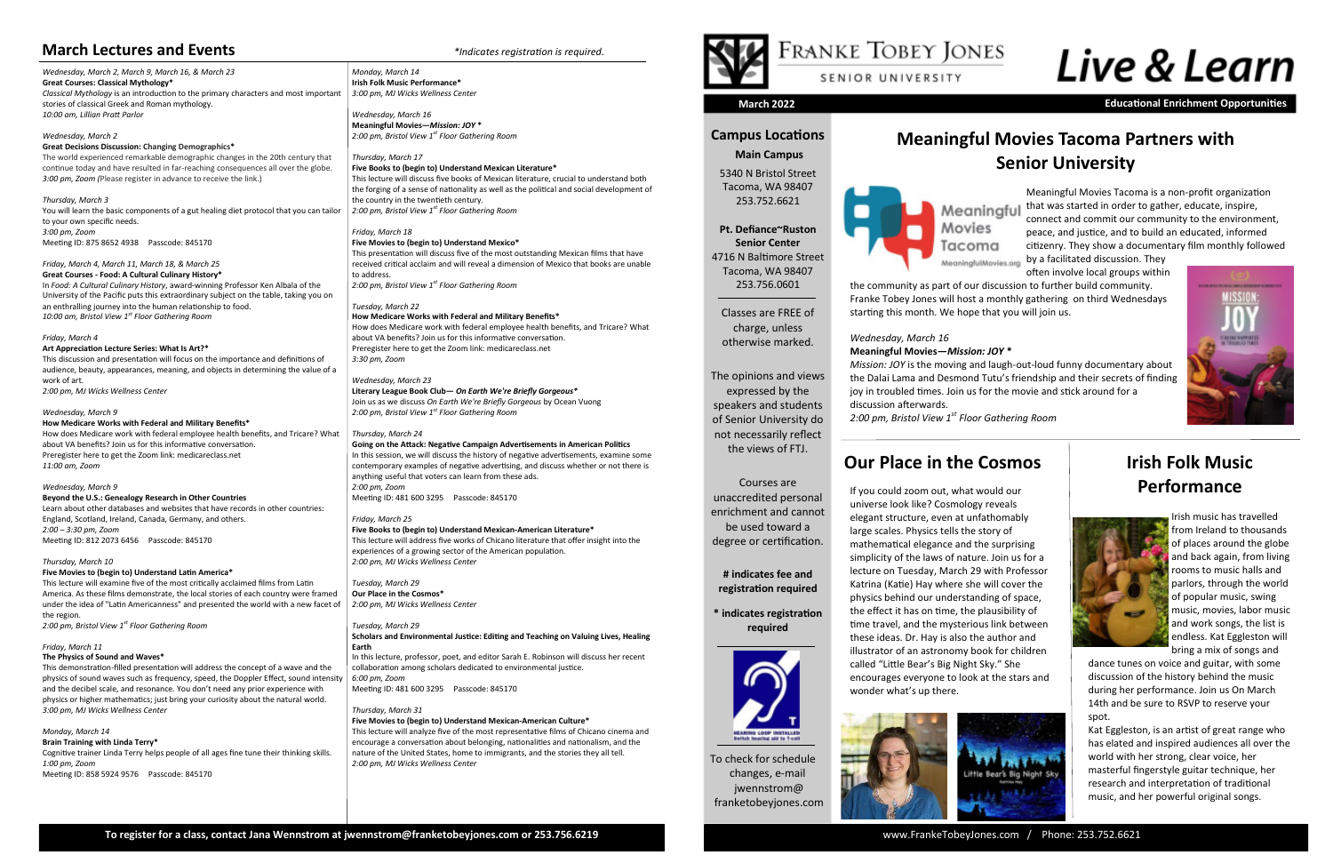## March Lectures and Events

*\*Indicates registration is required.*

*Wednesday, March 2, March 9, March 16, & March 23*
**Great Courses: Classical Mythology\***
*Classical Mythology* is an introduction to the primary characters and most important stories of classical Greek and Roman mythology.
*10:00 am, Lillian Pratt Parlor*

*Wednesday, March 2*
**Great Decisions Discussion: Changing Demographics\***
The world experienced remarkable demographic changes in the 20th century that continue today and have resulted in far-reaching consequences all over the globe.
*3:00 pm, Zoom* (Please register in advance to receive the link.)

*Thursday, March 3*
You will learn the basic components of a gut healing diet protocol that you can tailor to your own specific needs.
*3:00 pm, Zoom*
Meeting ID: 875 8652 4938 Passcode: 845170

*Friday, March 4, March 11, March 18, & March 25*
**Great Courses - Food: A Cultural Culinary History\***
In *Food: A Cultural Culinary History*, award-winning Professor Ken Albala of the University of the Pacific puts this extraordinary subject on the table, taking you on an enthralling journey into the human relationship to food.
*10:00 am, Bristol View 1st Floor Gathering Room*

*Friday, March 4*
**Art Appreciation Lecture Series: What Is Art?\***
This discussion and presentation will focus on the importance and definitions of audience, beauty, appearances, meaning, and objects in determining the value of a work of art.
*2:00 pm, MJ Wicks Wellness Center*

*Wednesday, March 9*
**How Medicare Works with Federal and Military Benefits\***
How does Medicare work with federal employee health benefits, and Tricare? What about VA benefits? Join us for this informative conversation.
Preregister here to get the Zoom link: medicareclass.net
*11:00 am, Zoom*

*Wednesday, March 9*
**Beyond the U.S.: Genealogy Research in Other Countries**
Learn about other databases and websites that have records in other countries: England, Scotland, Ireland, Canada, Germany, and others.
*2:00 – 3:30 pm, Zoom*
Meeting ID: 812 2073 6456 Passcode: 845170

*Thursday, March 10*
**Five Movies to (begin to) Understand Latin America\***
This lecture will examine five of the most critically acclaimed films from Latin America. As these films demonstrate, the local stories of each country were framed under the idea of "Latin Americanness" and presented the world with a new facet of the region.
*2:00 pm, Bristol View 1st Floor Gathering Room*

*Friday, March 11*
**The Physics of Sound and Waves\***
This demonstration-filled presentation will address the concept of a wave and the physics of sound waves such as frequency, speed, the Doppler Effect, sound intensity and the decibel scale, and resonance. You don't need any prior experience with physics or higher mathematics; just bring your curiosity about the natural world.
*3:00 pm, MJ Wicks Wellness Center*

*Monday, March 14*
**Brain Training with Linda Terry\***
Cognitive trainer Linda Terry helps people of all ages fine tune their thinking skills.
*1:00 pm, Zoom*
Meeting ID: 858 5924 9576 Passcode: 845170

*Monday, March 14*
**Irish Folk Music Performance\***
*3:00 pm, MJ Wicks Wellness Center*

*Wednesday, March 16*
**Meaningful Movies—*Mission: JOY* \***
*2:00 pm, Bristol View 1st Floor Gathering Room*

*Thursday, March 17*
**Five Books to (begin to) Understand Mexican Literature\***
This lecture will discuss five books of Mexican literature, crucial to understand both the forging of a sense of nationality as well as the political and social development of the country in the twentieth century.
*2:00 pm, Bristol View 1st Floor Gathering Room*

*Friday, March 18*
**Five Movies to (begin to) Understand Mexico\***
This presentation will discuss five of the most outstanding Mexican films that have received critical acclaim and will reveal a dimension of Mexico that books are unable to address.
*2:00 pm, Bristol View 1st Floor Gathering Room*

*Tuesday, March 22*
**How Medicare Works with Federal and Military Benefits\***
How does Medicare work with federal employee health benefits, and Tricare? What about VA benefits? Join us for this informative conversation.
Preregister here to get the Zoom link: medicareclass.net
*3:30 pm, Zoom*

*Wednesday, March 23*
**Literary League Book Club— *On Earth We're Briefly Gorgeous\****
Join us as we discuss *On Earth We're Briefly Gorgeous* by Ocean Vuong
*2:00 pm, Bristol View 1st Floor Gathering Room*

*Thursday, March 24*
**Going on the Attack: Negative Campaign Advertisements in American Politics**
In this session, we will discuss the history of negative advertisements, examine some contemporary examples of negative advertising, and discuss whether or not there is anything useful that voters can learn from these ads.
*2:00 pm, Zoom*
Meeting ID: 481 600 3295 Passcode: 845170

*Friday, March 25*
**Five Books to (begin to) Understand Mexican-American Literature\***
This lecture will address five works of Chicano literature that offer insight into the experiences of a growing sector of the American population.
*2:00 pm, MJ Wicks Wellness Center*

*Tuesday, March 29*
**Our Place in the Cosmos\***
*2:00 pm, MJ Wicks Wellness Center*

*Tuesday, March 29*
**Scholars and Environmental Justice: Editing and Teaching on Valuing Lives, Healing Earth**
In this lecture, professor, poet, and editor Sarah E. Robinson will discuss her recent collaboration among scholars dedicated to environmental justice.
*6:00 pm, Zoom*
Meeting ID: 481 600 3295 Passcode: 845170

*Thursday, March 31*
**Five Movies to (begin to) Understand Mexican-American Culture\***
This lecture will analyze five of the most representative films of Chicano cinema and encourage a conversation about belonging, nationalities and nationalism, and the nature of the United States, home to immigrants, and the stories they all tell.
*2:00 pm, MJ Wicks Wellness Center*

To register for a class, contact Jana Wennstrom at jwennstrom@franketobeyjones.com or 253.756.6219

# Franke Tobey Jones Senior University

# Live & Learn

**March 2022** — **Educational Enrichment Opportunities**

### Campus Locations

**Main Campus**
5340 N Bristol Street
Tacoma, WA 98407
253.752.6621

**Pt. Defiance~Ruston Senior Center**
4716 N Baltimore Street
Tacoma, WA 98407
253.756.0601

Classes are FREE of charge, unless otherwise marked.

The opinions and views expressed by the speakers and students of Senior University do not necessarily reflect the views of FTJ.

Courses are unaccredited personal enrichment and cannot be used toward a degree or certification.

**# indicates fee and registration required**

**\* indicates registration required**

HEARING LOOP INSTALLED Switch hearing aid to T-coil

To check for schedule changes, e-mail jwennstrom@franketobeyjones.com

## Meaningful Movies Tacoma Partners with Senior University

Meaningful Movies Tacoma is a non-profit organization that was started in order to gather, educate, inspire, connect and commit our community to the environment, peace, and justice, and to build an educated, informed citizenry. They show a documentary film monthly followed by a facilitated discussion. They often involve local groups within the community as part of our discussion to further build community. Franke Tobey Jones will host a monthly gathering on third Wednesdays starting this month. We hope that you will join us.

*Wednesday, March 16*
**Meaningful Movies—*Mission: JOY* \***
*Mission: JOY* is the moving and laugh-out-loud funny documentary about the Dalai Lama and Desmond Tutu's friendship and their secrets of finding joy in troubled times. Join us for the movie and stick around for a discussion afterwards.
*2:00 pm, Bristol View 1st Floor Gathering Room*

## Our Place in the Cosmos

If you could zoom out, what would our universe look like? Cosmology reveals elegant structure, even at unfathomably large scales. Physics tells the story of mathematical elegance and the surprising simplicity of the laws of nature. Join us for a lecture on Tuesday, March 29 with Professor Katrina (Katie) Hay where she will cover the physics behind our understanding of space, the effect it has on time, the plausibility of time travel, and the mysterious link between these ideas. Dr. Hay is also the author and illustrator of an astronomy book for children called "Little Bear's Big Night Sky." She encourages everyone to look at the stars and wonder what's up there.

## Irish Folk Music Performance

Irish music has travelled from Ireland to thousands of places around the globe and back again, from living rooms to music halls and parlors, through the world of popular music, swing music, movies, labor music and work songs, the list is endless. Kat Eggleston will bring a mix of songs and dance tunes on voice and guitar, with some discussion of the history behind the music during her performance. Join us On March 14th and be sure to RSVP to reserve your spot.

Kat Eggleston, is an artist of great range who has elated and inspired audiences all over the world with her strong, clear voice, her masterful fingerstyle guitar technique, her research and interpretation of traditional music, and her powerful original songs.

www.FrankeTobeyJones.com / Phone: 253.752.6621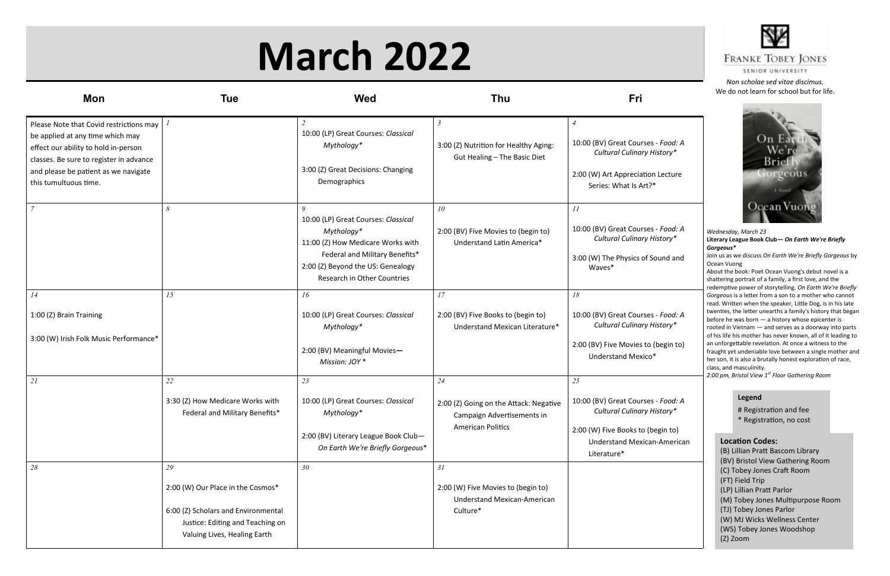# March 2022

| Mon | Tue | Wed | Thu | Fri |
| --- | --- | --- | --- | --- |
| Please Note that Covid restrictions may be applied at any time which may effect our ability to hold in-person classes. Be sure to register in advance and please be patient as we navigate this tumultuous time. | 1 | 2<br>10:00 (LP) Great Courses: *Classical Mythology**<br>3:00 (Z) Great Decisions: Changing Demographics | 3<br>3:00 (Z) Nutrition for Healthy Aging: Gut Healing – The Basic Diet | 4<br>10:00 (BV) Great Courses - *Food: A Cultural Culinary History**<br>2:00 (W) Art Appreciation Lecture Series: What Is Art?* |
| 7 | 8 | 9<br>10:00 (LP) Great Courses: *Classical Mythology**<br>11:00 (Z) How Medicare Works with Federal and Military Benefits*<br>2:00 (Z) Beyond the US: Genealogy Research in Other Countries | 10<br>2:00 (BV) Five Movies to (begin to) Understand Latin America* | 11<br>10:00 (BV) Great Courses - *Food: A Cultural Culinary History**<br>3:00 (W) The Physics of Sound and Waves* |
| 14<br>1:00 (Z) Brain Training<br>3:00 (W) Irish Folk Music Performance* | 15 | 16<br>10:00 (LP) Great Courses: *Classical Mythology**<br>2:00 (BV) Meaningful Movies—*Mission: JOY** | 17<br>2:00 (BV) Five Books to (begin to) Understand Mexican Literature* | 18<br>10:00 (BV) Great Courses - *Food: A Cultural Culinary History**<br>2:00 (BV) Five Movies to (begin to) Understand Mexico* |
| 21 | 22<br>3:30 (Z) How Medicare Works with Federal and Military Benefits* | 23<br>10:00 (LP) Great Courses: *Classical Mythology**<br>2:00 (BV) Literary League Book Club—*On Earth We're Briefly Gorgeous** | 24<br>2:00 (Z) Going on the Attack: Negative Campaign Advertisements in American Politics | 25<br>10:00 (BV) Great Courses - *Food: A Cultural Culinary History**<br>2:00 (W) Five Books to (begin to) Understand Mexican-American Literature* |
| 28 | 29<br>2:00 (W) Our Place in the Cosmos*<br>6:00 (Z) Scholars and Environmental Justice: Editing and Teaching on Valuing Lives, Healing Earth | 30 | 31<br>2:00 (W) Five Movies to (begin to) Understand Mexican-American Culture* | |

FRANKE TOBEY JONES
SENIOR UNIVERSITY

*Non scholae sed vitae discimus.*
We do not learn for school but for life.

*Wednesday, March 23*

**Literary League Book Club— *On Earth We're Briefly Gorgeous****

Join us as we discuss *On Earth We're Briefly Gorgeous* by Ocean Vuong

About the book: Poet Ocean Vuong's debut novel is a shattering portrait of a family, a first love, and the redemptive power of storytelling. *On Earth We're Briefly Gorgeous* is a letter from a son to a mother who cannot read. Written when the speaker, Little Dog, is in his late twenties, the letter unearths a family's history that began before he was born — a history whose epicenter is rooted in Vietnam — and serves as a doorway into parts of his life his mother has never known, all of it leading to an unforgettable revelation. At once a witness to the fraught yet undeniable love between a single mother and her son, it is also a brutally honest exploration of race, class, and masculinity.

*2:00 pm, Bristol View 1st Floor Gathering Room*

**Legend**

# Registration and fee
* Registration, no cost

**Location Codes:**

(B) Lillian Pratt Bascom Library
(BV) Bristol View Gathering Room
(C) Tobey Jones Craft Room
(FT) Field Trip
(LP) Lillian Pratt Parlor
(M) Tobey Jones Multipurpose Room
(TJ) Tobey Jones Parlor
(W) MJ Wicks Wellness Center
(WS) Tobey Jones Woodshop
(Z) Zoom